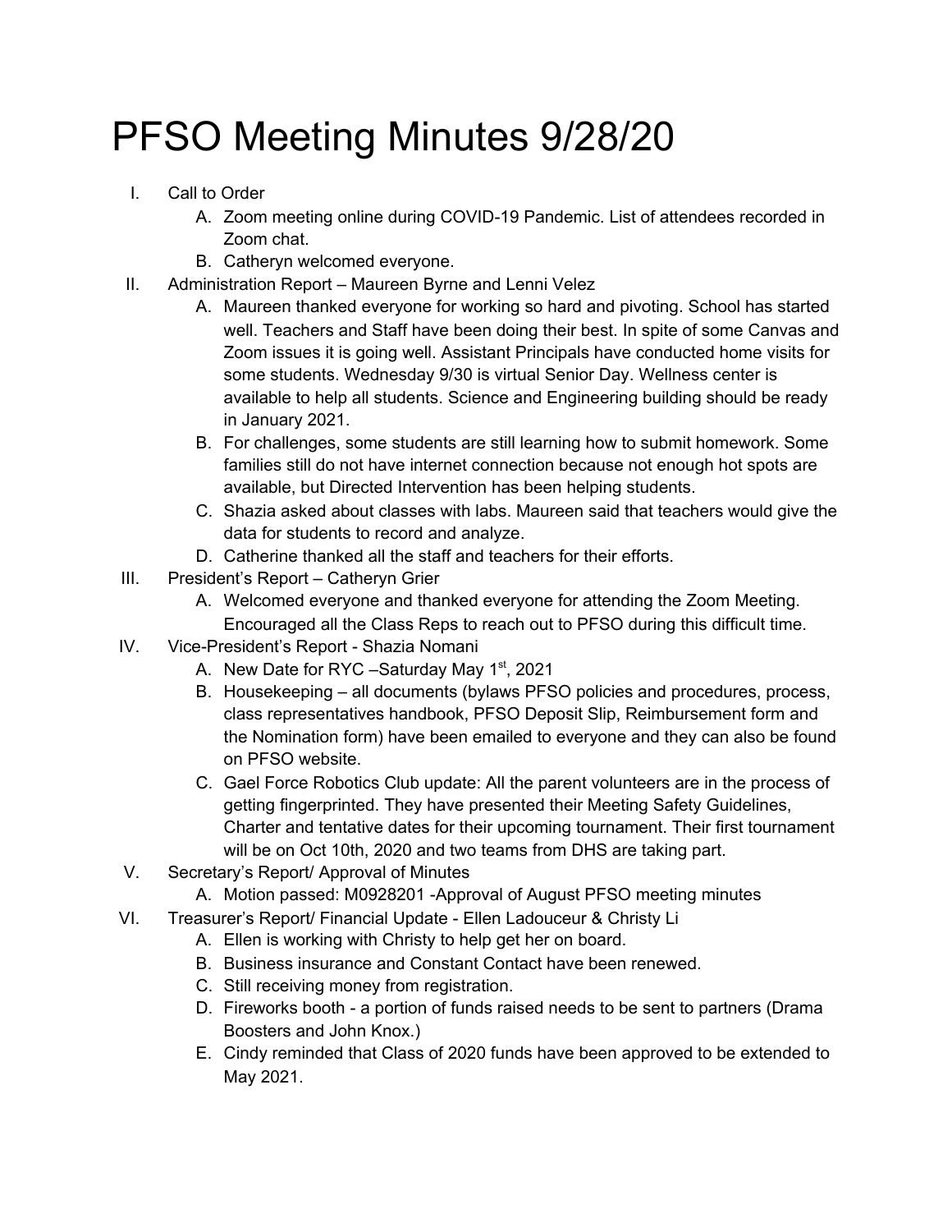# PFSO Meeting Minutes 9/28/20

I. Call to Order
    A. Zoom meeting online during COVID-19 Pandemic. List of attendees recorded in Zoom chat.
    B. Catheryn welcomed everyone.

II. Administration Report – Maureen Byrne and Lenni Velez
    A. Maureen thanked everyone for working so hard and pivoting. School has started well. Teachers and Staff have been doing their best. In spite of some Canvas and Zoom issues it is going well. Assistant Principals have conducted home visits for some students. Wednesday 9/30 is virtual Senior Day. Wellness center is available to help all students. Science and Engineering building should be ready in January 2021.
    B. For challenges, some students are still learning how to submit homework. Some families still do not have internet connection because not enough hot spots are available, but Directed Intervention has been helping students.
    C. Shazia asked about classes with labs. Maureen said that teachers would give the data for students to record and analyze.
    D. Catherine thanked all the staff and teachers for their efforts.

III. President's Report – Catheryn Grier
    A. Welcomed everyone and thanked everyone for attending the Zoom Meeting. Encouraged all the Class Reps to reach out to PFSO during this difficult time.

IV. Vice-President's Report - Shazia Nomani
    A. New Date for RYC –Saturday May 1st, 2021
    B. Housekeeping – all documents (bylaws PFSO policies and procedures, process, class representatives handbook, PFSO Deposit Slip, Reimbursement form and the Nomination form) have been emailed to everyone and they can also be found on PFSO website.
    C. Gael Force Robotics Club update: All the parent volunteers are in the process of getting fingerprinted. They have presented their Meeting Safety Guidelines, Charter and tentative dates for their upcoming tournament. Their first tournament will be on Oct 10th, 2020 and two teams from DHS are taking part.

V. Secretary's Report/ Approval of Minutes
    A. Motion passed: M0928201 -Approval of August PFSO meeting minutes

VI. Treasurer's Report/ Financial Update - Ellen Ladouceur & Christy Li
    A. Ellen is working with Christy to help get her on board.
    B. Business insurance and Constant Contact have been renewed.
    C. Still receiving money from registration.
    D. Fireworks booth - a portion of funds raised needs to be sent to partners (Drama Boosters and John Knox.)
    E. Cindy reminded that Class of 2020 funds have been approved to be extended to May 2021.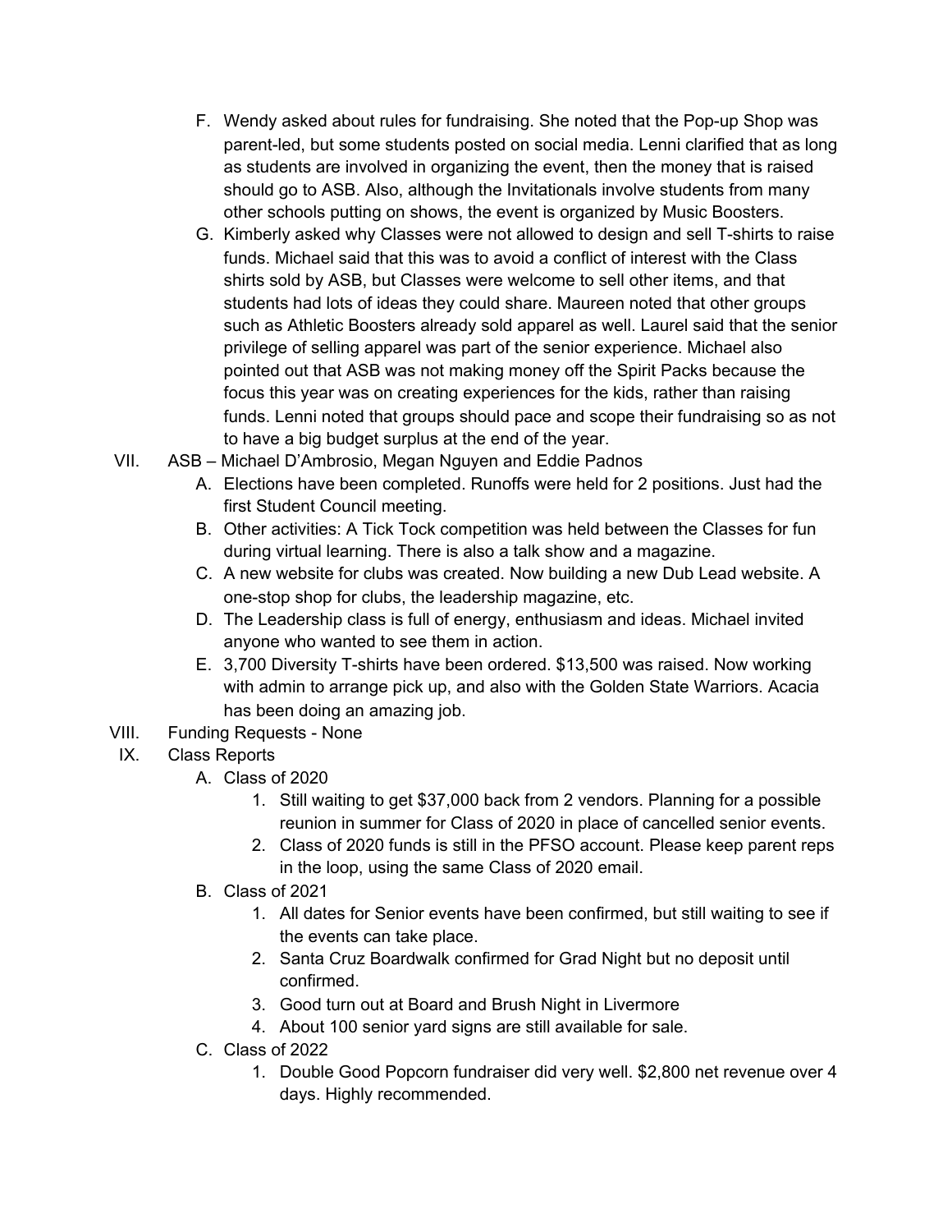F. Wendy asked about rules for fundraising. She noted that the Pop-up Shop was parent-led, but some students posted on social media. Lenni clarified that as long as students are involved in organizing the event, then the money that is raised should go to ASB. Also, although the Invitationals involve students from many other schools putting on shows, the event is organized by Music Boosters.

G. Kimberly asked why Classes were not allowed to design and sell T-shirts to raise funds. Michael said that this was to avoid a conflict of interest with the Class shirts sold by ASB, but Classes were welcome to sell other items, and that students had lots of ideas they could share. Maureen noted that other groups such as Athletic Boosters already sold apparel as well. Laurel said that the senior privilege of selling apparel was part of the senior experience. Michael also pointed out that ASB was not making money off the Spirit Packs because the focus this year was on creating experiences for the kids, rather than raising funds. Lenni noted that groups should pace and scope their fundraising so as not to have a big budget surplus at the end of the year.

VII. ASB – Michael D'Ambrosio, Megan Nguyen and Eddie Padnos

A. Elections have been completed. Runoffs were held for 2 positions. Just had the first Student Council meeting.

B. Other activities: A Tick Tock competition was held between the Classes for fun during virtual learning. There is also a talk show and a magazine.

C. A new website for clubs was created. Now building a new Dub Lead website. A one-stop shop for clubs, the leadership magazine, etc.

D. The Leadership class is full of energy, enthusiasm and ideas. Michael invited anyone who wanted to see them in action.

E. 3,700 Diversity T-shirts have been ordered. $13,500 was raised. Now working with admin to arrange pick up, and also with the Golden State Warriors. Acacia has been doing an amazing job.

VIII. Funding Requests - None

IX. Class Reports

A. Class of 2020

1. Still waiting to get $37,000 back from 2 vendors. Planning for a possible reunion in summer for Class of 2020 in place of cancelled senior events.
2. Class of 2020 funds is still in the PFSO account. Please keep parent reps in the loop, using the same Class of 2020 email.

B. Class of 2021

1. All dates for Senior events have been confirmed, but still waiting to see if the events can take place.
2. Santa Cruz Boardwalk confirmed for Grad Night but no deposit until confirmed.
3. Good turn out at Board and Brush Night in Livermore
4. About 100 senior yard signs are still available for sale.

C. Class of 2022

1. Double Good Popcorn fundraiser did very well. $2,800 net revenue over 4 days. Highly recommended.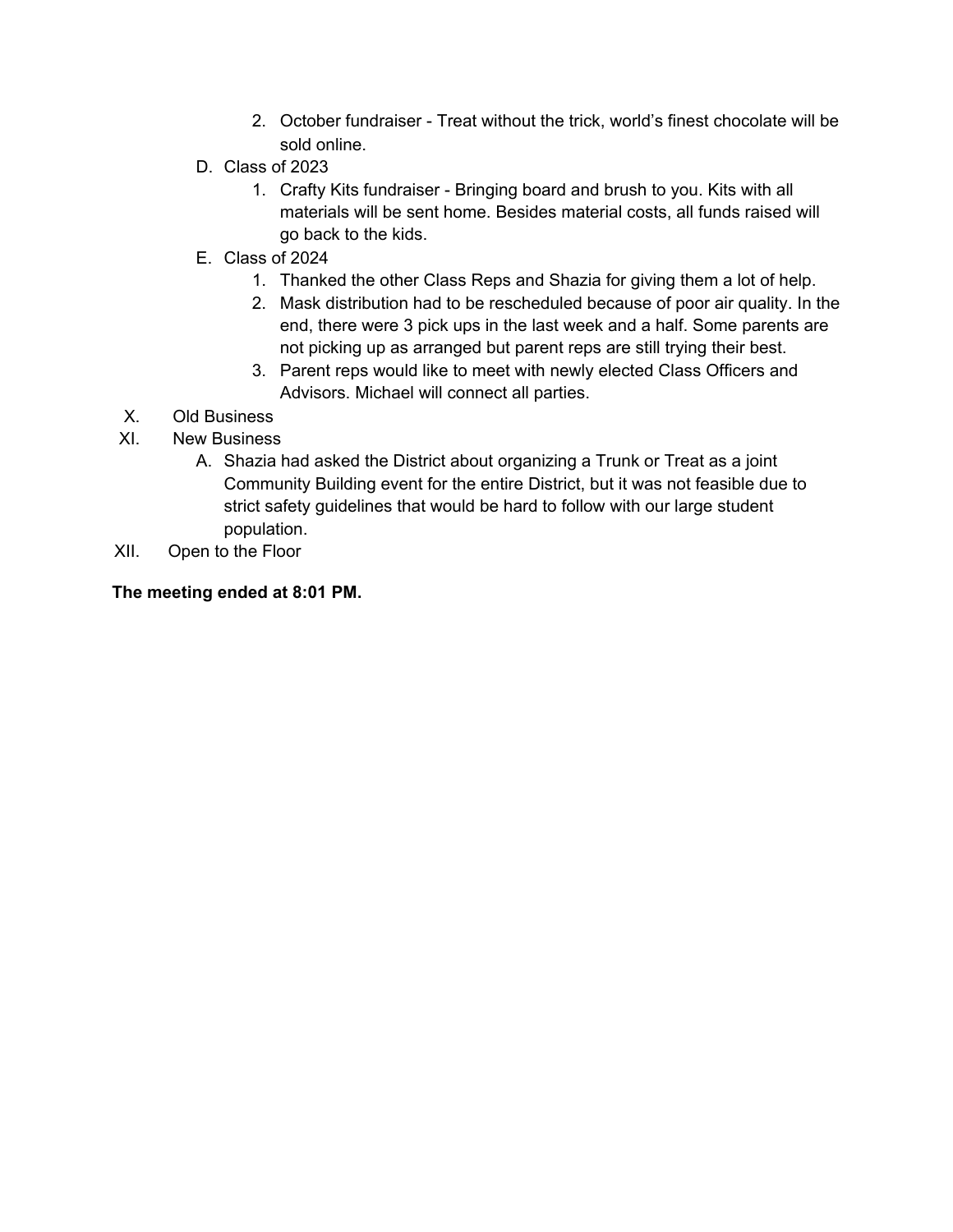2. October fundraiser - Treat without the trick, world's finest chocolate will be sold online.

D. Class of 2023

1. Crafty Kits fundraiser - Bringing board and brush to you. Kits with all materials will be sent home. Besides material costs, all funds raised will go back to the kids.

E. Class of 2024

1. Thanked the other Class Reps and Shazia for giving them a lot of help.
2. Mask distribution had to be rescheduled because of poor air quality. In the end, there were 3 pick ups in the last week and a half. Some parents are not picking up as arranged but parent reps are still trying their best.
3. Parent reps would like to meet with newly elected Class Officers and Advisors. Michael will connect all parties.

X. Old Business

XI. New Business

A. Shazia had asked the District about organizing a Trunk or Treat as a joint Community Building event for the entire District, but it was not feasible due to strict safety guidelines that would be hard to follow with our large student population.

XII. Open to the Floor

**The meeting ended at 8:01 PM.**